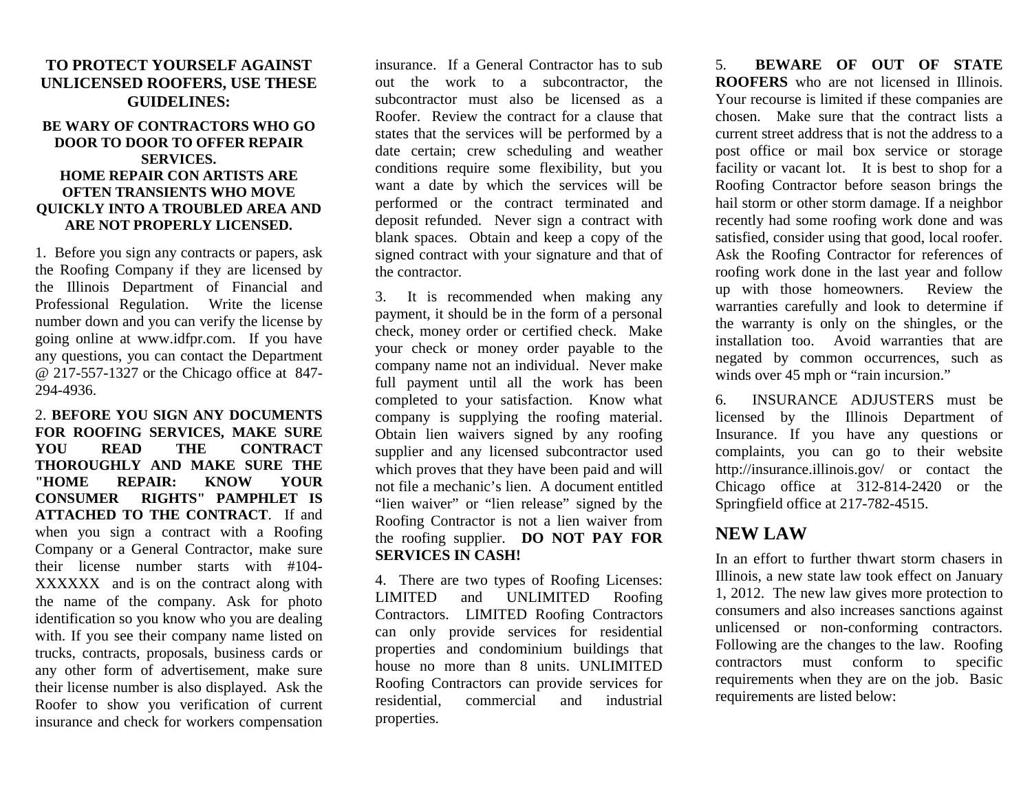**TO PROTECT YOURSELF AGAINST UNLICENSED ROOFERS, USE THESE GUIDELINES:**

**BE WARY OF CONTRACTORS WHO GO DOOR TO DOOR TO OFFER REPAIR SERVICES.**
**HOME REPAIR CON ARTISTS ARE OFTEN TRANSIENTS WHO MOVE QUICKLY INTO A TROUBLED AREA AND ARE NOT PROPERLY LICENSED.**

1. Before you sign any contracts or papers, ask the Roofing Company if they are licensed by the Illinois Department of Financial and Professional Regulation. Write the license number down and you can verify the license by going online at www.idfpr.com. If you have any questions, you can contact the Department @ 217-557-1327 or the Chicago office at 847-294-4936.

2. **BEFORE YOU SIGN ANY DOCUMENTS FOR ROOFING SERVICES, MAKE SURE YOU READ THE CONTRACT THOROUGHLY AND MAKE SURE THE "HOME REPAIR: KNOW YOUR CONSUMER RIGHTS" PAMPHLET IS ATTACHED TO THE CONTRACT**. If and when you sign a contract with a Roofing Company or a General Contractor, make sure their license number starts with #104-XXXXXX and is on the contract along with the name of the company. Ask for photo identification so you know who you are dealing with. If you see their company name listed on trucks, contracts, proposals, business cards or any other form of advertisement, make sure their license number is also displayed. Ask the Roofer to show you verification of current insurance and check for workers compensation insurance. If a General Contractor has to sub out the work to a subcontractor, the subcontractor must also be licensed as a Roofer. Review the contract for a clause that states that the services will be performed by a date certain; crew scheduling and weather conditions require some flexibility, but you want a date by which the services will be performed or the contract terminated and deposit refunded. Never sign a contract with blank spaces. Obtain and keep a copy of the signed contract with your signature and that of the contractor.

3. It is recommended when making any payment, it should be in the form of a personal check, money order or certified check. Make your check or money order payable to the company name not an individual. Never make full payment until all the work has been completed to your satisfaction. Know what company is supplying the roofing material. Obtain lien waivers signed by any roofing supplier and any licensed subcontractor used which proves that they have been paid and will not file a mechanic's lien. A document entitled "lien waiver" or "lien release" signed by the Roofing Contractor is not a lien waiver from the roofing supplier. **DO NOT PAY FOR SERVICES IN CASH!**

4. There are two types of Roofing Licenses: LIMITED and UNLIMITED Roofing Contractors. LIMITED Roofing Contractors can only provide services for residential properties and condominium buildings that house no more than 8 units. UNLIMITED Roofing Contractors can provide services for residential, commercial and industrial properties.

5. **BEWARE OF OUT OF STATE ROOFERS** who are not licensed in Illinois. Your recourse is limited if these companies are chosen. Make sure that the contract lists a current street address that is not the address to a post office or mail box service or storage facility or vacant lot. It is best to shop for a Roofing Contractor before season brings the hail storm or other storm damage. If a neighbor recently had some roofing work done and was satisfied, consider using that good, local roofer. Ask the Roofing Contractor for references of roofing work done in the last year and follow up with those homeowners. Review the warranties carefully and look to determine if the warranty is only on the shingles, or the installation too. Avoid warranties that are negated by common occurrences, such as winds over 45 mph or "rain incursion."

6. INSURANCE ADJUSTERS must be licensed by the Illinois Department of Insurance. If you have any questions or complaints, you can go to their website http://insurance.illinois.gov/ or contact the Chicago office at 312-814-2420 or the Springfield office at 217-782-4515.

## NEW LAW

In an effort to further thwart storm chasers in Illinois, a new state law took effect on January 1, 2012. The new law gives more protection to consumers and also increases sanctions against unlicensed or non-conforming contractors. Following are the changes to the law. Roofing contractors must conform to specific requirements when they are on the job. Basic requirements are listed below: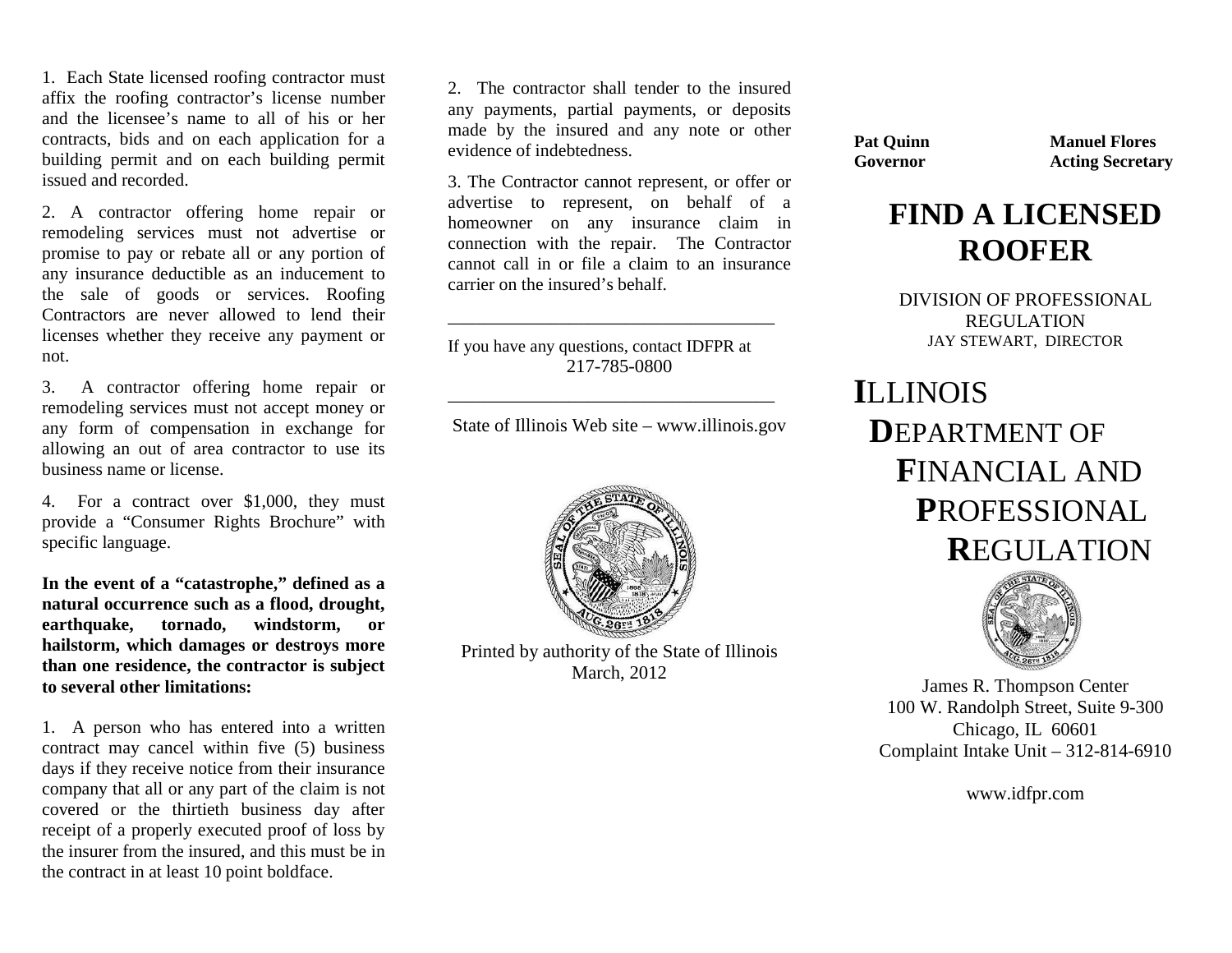1. Each State licensed roofing contractor must affix the roofing contractor's license number and the licensee's name to all of his or her contracts, bids and on each application for a building permit and on each building permit issued and recorded.

2. A contractor offering home repair or remodeling services must not advertise or promise to pay or rebate all or any portion of any insurance deductible as an inducement to the sale of goods or services. Roofing Contractors are never allowed to lend their licenses whether they receive any payment or not.

3. A contractor offering home repair or remodeling services must not accept money or any form of compensation in exchange for allowing an out of area contractor to use its business name or license.

4. For a contract over $1,000, they must provide a "Consumer Rights Brochure" with specific language.

**In the event of a "catastrophe," defined as a natural occurrence such as a flood, drought, earthquake, tornado, windstorm, or hailstorm, which damages or destroys more than one residence, the contractor is subject to several other limitations:**

1. A person who has entered into a written contract may cancel within five (5) business days if they receive notice from their insurance company that all or any part of the claim is not covered or the thirtieth business day after receipt of a properly executed proof of loss by the insurer from the insured, and this must be in the contract in at least 10 point boldface.

2. The contractor shall tender to the insured any payments, partial payments, or deposits made by the insured and any note or other evidence of indebtedness.

3. The Contractor cannot represent, or offer or advertise to represent, on behalf of a homeowner on any insurance claim in connection with the repair. The Contractor cannot call in or file a claim to an insurance carrier on the insured's behalf.

---

If you have any questions, contact IDFPR at 217-785-0800

---

State of Illinois Web site – www.illinois.gov

Printed by authority of the State of Illinois
March, 2012

**Pat Quinn**
**Governor**

**Manuel Flores**
**Acting Secretary**

# FIND A LICENSED ROOFER

DIVISION OF PROFESSIONAL REGULATION
JAY STEWART, DIRECTOR

**I**LLINOIS
**D**EPARTMENT OF
**F**INANCIAL AND
**P**ROFESSIONAL
**R**EGULATION

James R. Thompson Center
100 W. Randolph Street, Suite 9-300
Chicago, IL 60601
Complaint Intake Unit – 312-814-6910

www.idfpr.com